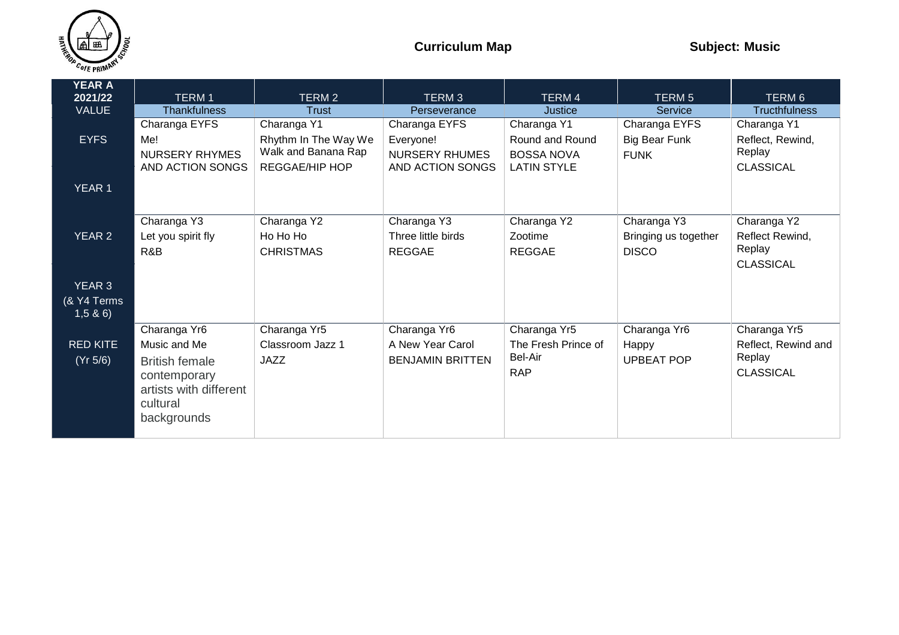**Curriculum Map** **Subject: Music**

| YEAR A 2021/22 | TERM 1 | TERM 2 | TERM 3 | TERM 4 | TERM 5 | TERM 6 |
|---|---|---|---|---|---|---|
| VALUE | Thankfulness | Trust | Perseverance | Justice | Service | Truthfulness |
| EYFS<br><br>YEAR 1 | Charanga EYFS<br>Me!<br>NURSERY RHYMES AND ACTION SONGS | Charanga Y1<br>Rhythm In The Way We Walk and Banana Rap<br>REGGAE/HIP HOP | Charanga EYFS<br>Everyone!<br>NURSERY RHUMES AND ACTION SONGS | Charanga Y1<br>Round and Round<br>BOSSA NOVA<br>LATIN STYLE | Charanga EYFS<br>Big Bear Funk<br>FUNK | Charanga Y1<br>Reflect, Rewind, Replay<br>CLASSICAL |
| YEAR 2<br><br>YEAR 3<br>(& Y4 Terms 1,5 & 6) | Charanga Y3<br>Let you spirit fly<br>R&B | Charanga Y2<br>Ho Ho Ho<br>CHRISTMAS | Charanga Y3<br>Three little birds<br>REGGAE | Charanga Y2<br>Zootime<br>REGGAE | Charanga Y3<br>Bringing us together<br>DISCO | Charanga Y2<br>Reflect Rewind, Replay<br>CLASSICAL |
| RED KITE<br>(Yr 5/6) | Charanga Yr6<br>Music and Me<br>British female contemporary artists with different cultural backgrounds | Charanga Yr5<br>Classroom Jazz 1<br>JAZZ | Charanga Yr6<br>A New Year Carol<br>BENJAMIN BRITTEN | Charanga Yr5<br>The Fresh Prince of Bel-Air<br>RAP | Charanga Yr6<br>Happy<br>UPBEAT POP | Charanga Yr5<br>Reflect, Rewind and Replay<br>CLASSICAL |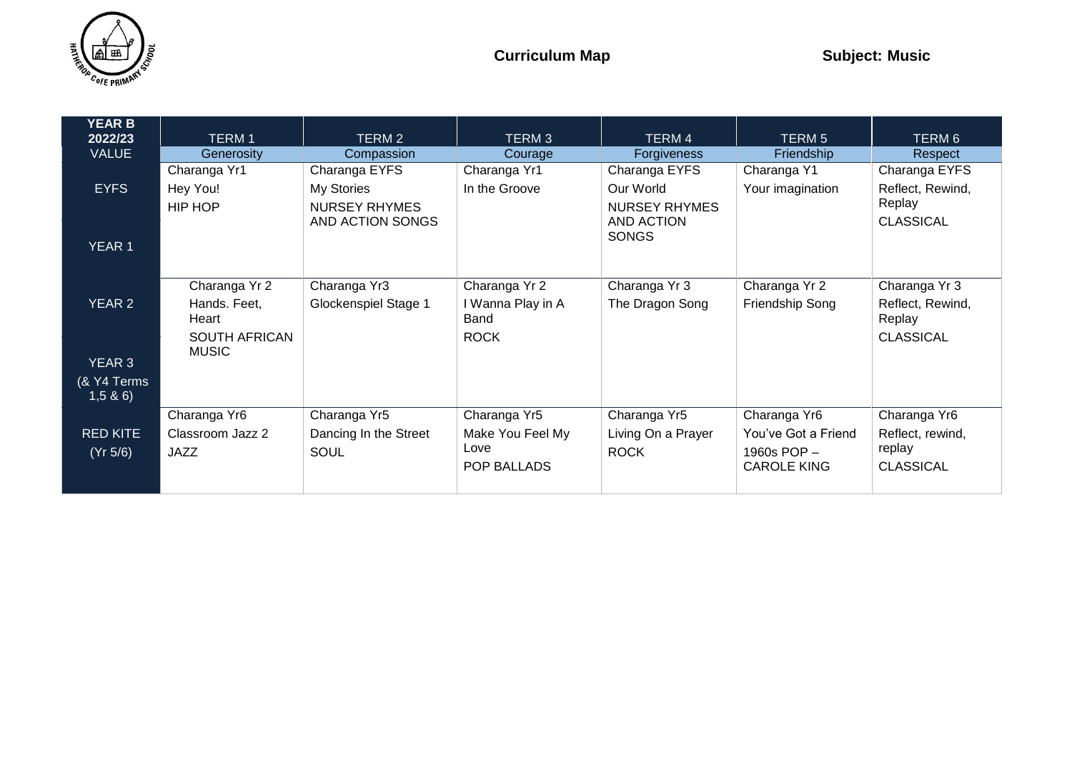**Curriculum Map** **Subject: Music**

| YEAR B 2022/23 | TERM 1 | TERM 2 | TERM 3 | TERM 4 | TERM 5 | TERM 6 |
|---|---|---|---|---|---|---|
| VALUE | Generosity | Compassion | Courage | Forgiveness | Friendship | Respect |
| EYFS<br><br>YEAR 1 | Charanga Yr1<br>Hey You!<br>HIP HOP | Charanga EYFS<br>My Stories<br>NURSEY RHYMES AND ACTION SONGS | Charanga Yr1<br>In the Groove | Charanga EYFS<br>Our World<br>NURSEY RHYMES AND ACTION SONGS | Charanga Y1<br>Your imagination | Charanga EYFS<br>Reflect, Rewind, Replay<br>CLASSICAL |
| YEAR 2<br><br>YEAR 3<br>(& Y4 Terms 1,5 & 6) | Charanga Yr 2<br>Hands. Feet, Heart<br>SOUTH AFRICAN MUSIC | Charanga Yr3<br>Glockenspiel Stage 1 | Charanga Yr 2<br>I Wanna Play in A Band<br>ROCK | Charanga Yr 3<br>The Dragon Song | Charanga Yr 2<br>Friendship Song | Charanga Yr 3<br>Reflect, Rewind, Replay<br>CLASSICAL |
| RED KITE<br>(Yr 5/6) | Charanga Yr6<br>Classroom Jazz 2<br>JAZZ | Charanga Yr5<br>Dancing In the Street<br>SOUL | Charanga Yr5<br>Make You Feel My Love<br>POP BALLADS | Charanga Yr5<br>Living On a Prayer<br>ROCK | Charanga Yr6<br>You've Got a Friend<br>1960s POP – CAROLE KING | Charanga Yr6<br>Reflect, rewind, replay<br>CLASSICAL |